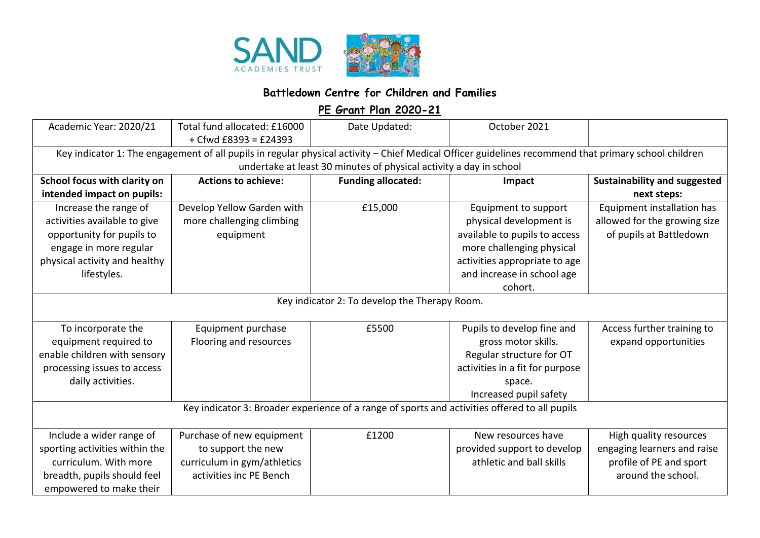## Battledown Centre for Children and Families

## PE Grant Plan 2020-21

| Academic Year: 2020/21 | Total fund allocated: £16000 + Cfwd £8393 = £24393 | Date Updated: | October 2021 | |
|---|---|---|---|---|
| Key indicator 1: The engagement of all pupils in regular physical activity – Chief Medical Officer guidelines recommend that primary school children undertake at least 30 minutes of physical activity a day in school | | | | |
| **School focus with clarity on intended impact on pupils:** | **Actions to achieve:** | **Funding allocated:** | **Impact** | **Sustainability and suggested next steps:** |
| Increase the range of activities available to give opportunity for pupils to engage in more regular physical activity and healthy lifestyles. | Develop Yellow Garden with more challenging climbing equipment | £15,000 | Equipment to support physical development is available to pupils to access more challenging physical activities appropriate to age and increase in school age cohort. | Equipment installation has allowed for the growing size of pupils at Battledown |
| Key indicator 2: To develop the Therapy Room. | | | | |
| To incorporate the equipment required to enable children with sensory processing issues to access daily activities. | Equipment purchase<br>Flooring and resources | £5500 | Pupils to develop fine and gross motor skills.<br>Regular structure for OT activities in a fit for purpose space.<br>Increased pupil safety | Access further training to expand opportunities |
| Key indicator 3: Broader experience of a range of sports and activities offered to all pupils | | | | |
| Include a wider range of sporting activities within the curriculum. With more breadth, pupils should feel empowered to make their | Purchase of new equipment to support the new curriculum in gym/athletics activities inc PE Bench | £1200 | New resources have provided support to develop athletic and ball skills | High quality resources engaging learners and raise profile of PE and sport around the school. |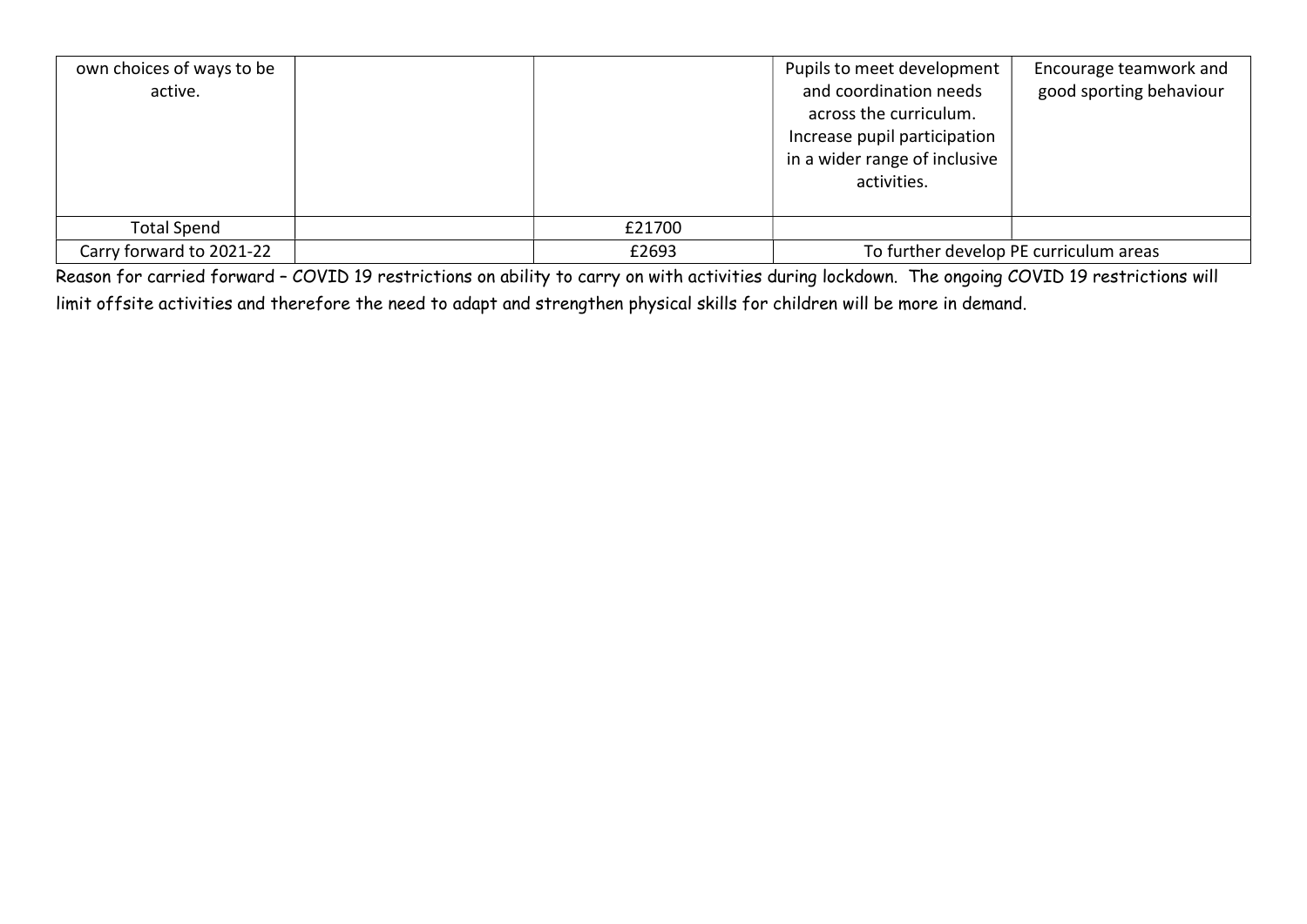| | | | | |
|---|---|---|---|---|
| own choices of ways to be active. | | | Pupils to meet development and coordination needs across the curriculum. Increase pupil participation in a wider range of inclusive activities. | Encourage teamwork and good sporting behaviour |
| Total Spend | | £21700 | | |
| Carry forward to 2021-22 | | £2693 | To further develop PE curriculum areas | |

Reason for carried forward – COVID 19 restrictions on ability to carry on with activities during lockdown. The ongoing COVID 19 restrictions will limit offsite activities and therefore the need to adapt and strengthen physical skills for children will be more in demand.